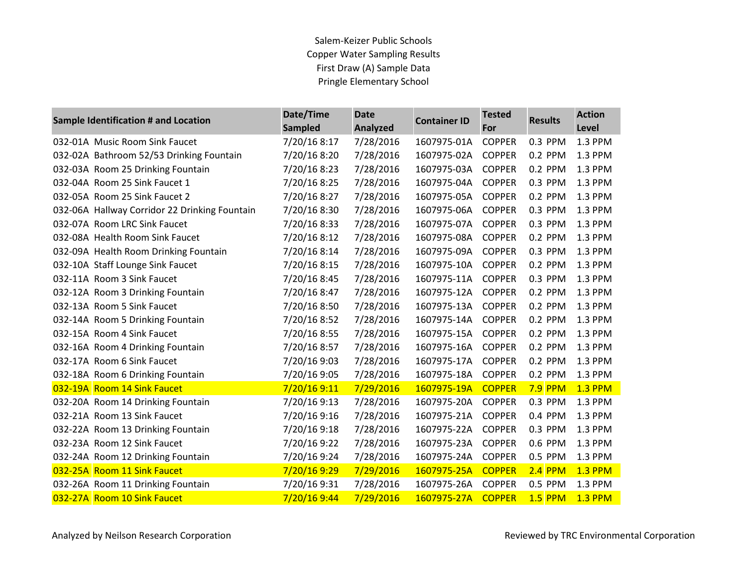Salem-Keizer Public Schools

Copper Water Sampling Results

First Draw (A) Sample Data

Pringle Elementary School

| Sample Identification # and Location | Date/Time Sampled | Date Analyzed | Container ID | Tested For | Results | Action Level |
|---|---|---|---|---|---|---|
| 032-01A Music Room Sink Faucet | 7/20/16 8:17 | 7/28/2016 | 1607975-01A | COPPER | 0.3 PPM | 1.3 PPM |
| 032-02A Bathroom 52/53 Drinking Fountain | 7/20/16 8:20 | 7/28/2016 | 1607975-02A | COPPER | 0.2 PPM | 1.3 PPM |
| 032-03A Room 25 Drinking Fountain | 7/20/16 8:23 | 7/28/2016 | 1607975-03A | COPPER | 0.2 PPM | 1.3 PPM |
| 032-04A Room 25 Sink Faucet 1 | 7/20/16 8:25 | 7/28/2016 | 1607975-04A | COPPER | 0.3 PPM | 1.3 PPM |
| 032-05A Room 25 Sink Faucet 2 | 7/20/16 8:27 | 7/28/2016 | 1607975-05A | COPPER | 0.2 PPM | 1.3 PPM |
| 032-06A Hallway Corridor 22 Drinking Fountain | 7/20/16 8:30 | 7/28/2016 | 1607975-06A | COPPER | 0.3 PPM | 1.3 PPM |
| 032-07A Room LRC Sink Faucet | 7/20/16 8:33 | 7/28/2016 | 1607975-07A | COPPER | 0.3 PPM | 1.3 PPM |
| 032-08A Health Room Sink Faucet | 7/20/16 8:12 | 7/28/2016 | 1607975-08A | COPPER | 0.2 PPM | 1.3 PPM |
| 032-09A Health Room Drinking Fountain | 7/20/16 8:14 | 7/28/2016 | 1607975-09A | COPPER | 0.3 PPM | 1.3 PPM |
| 032-10A Staff Lounge Sink Faucet | 7/20/16 8:15 | 7/28/2016 | 1607975-10A | COPPER | 0.2 PPM | 1.3 PPM |
| 032-11A Room 3 Sink Faucet | 7/20/16 8:45 | 7/28/2016 | 1607975-11A | COPPER | 0.3 PPM | 1.3 PPM |
| 032-12A Room 3 Drinking Fountain | 7/20/16 8:47 | 7/28/2016 | 1607975-12A | COPPER | 0.2 PPM | 1.3 PPM |
| 032-13A Room 5 Sink Faucet | 7/20/16 8:50 | 7/28/2016 | 1607975-13A | COPPER | 0.2 PPM | 1.3 PPM |
| 032-14A Room 5 Drinking Fountain | 7/20/16 8:52 | 7/28/2016 | 1607975-14A | COPPER | 0.2 PPM | 1.3 PPM |
| 032-15A Room 4 Sink Faucet | 7/20/16 8:55 | 7/28/2016 | 1607975-15A | COPPER | 0.2 PPM | 1.3 PPM |
| 032-16A Room 4 Drinking Fountain | 7/20/16 8:57 | 7/28/2016 | 1607975-16A | COPPER | 0.2 PPM | 1.3 PPM |
| 032-17A Room 6 Sink Faucet | 7/20/16 9:03 | 7/28/2016 | 1607975-17A | COPPER | 0.2 PPM | 1.3 PPM |
| 032-18A Room 6 Drinking Fountain | 7/20/16 9:05 | 7/28/2016 | 1607975-18A | COPPER | 0.2 PPM | 1.3 PPM |
| 032-19A Room 14 Sink Faucet | 7/20/16 9:11 | 7/29/2016 | 1607975-19A | COPPER | 7.9 PPM | 1.3 PPM |
| 032-20A Room 14 Drinking Fountain | 7/20/16 9:13 | 7/28/2016 | 1607975-20A | COPPER | 0.3 PPM | 1.3 PPM |
| 032-21A Room 13 Sink Faucet | 7/20/16 9:16 | 7/28/2016 | 1607975-21A | COPPER | 0.4 PPM | 1.3 PPM |
| 032-22A Room 13 Drinking Fountain | 7/20/16 9:18 | 7/28/2016 | 1607975-22A | COPPER | 0.3 PPM | 1.3 PPM |
| 032-23A Room 12 Sink Faucet | 7/20/16 9:22 | 7/28/2016 | 1607975-23A | COPPER | 0.6 PPM | 1.3 PPM |
| 032-24A Room 12 Drinking Fountain | 7/20/16 9:24 | 7/28/2016 | 1607975-24A | COPPER | 0.5 PPM | 1.3 PPM |
| 032-25A Room 11 Sink Faucet | 7/20/16 9:29 | 7/29/2016 | 1607975-25A | COPPER | 2.4 PPM | 1.3 PPM |
| 032-26A Room 11 Drinking Fountain | 7/20/16 9:31 | 7/28/2016 | 1607975-26A | COPPER | 0.5 PPM | 1.3 PPM |
| 032-27A Room 10 Sink Faucet | 7/20/16 9:44 | 7/29/2016 | 1607975-27A | COPPER | 1.5 PPM | 1.3 PPM |

Analyzed by Neilson Research Corporation

Reviewed by TRC Environmental Corporation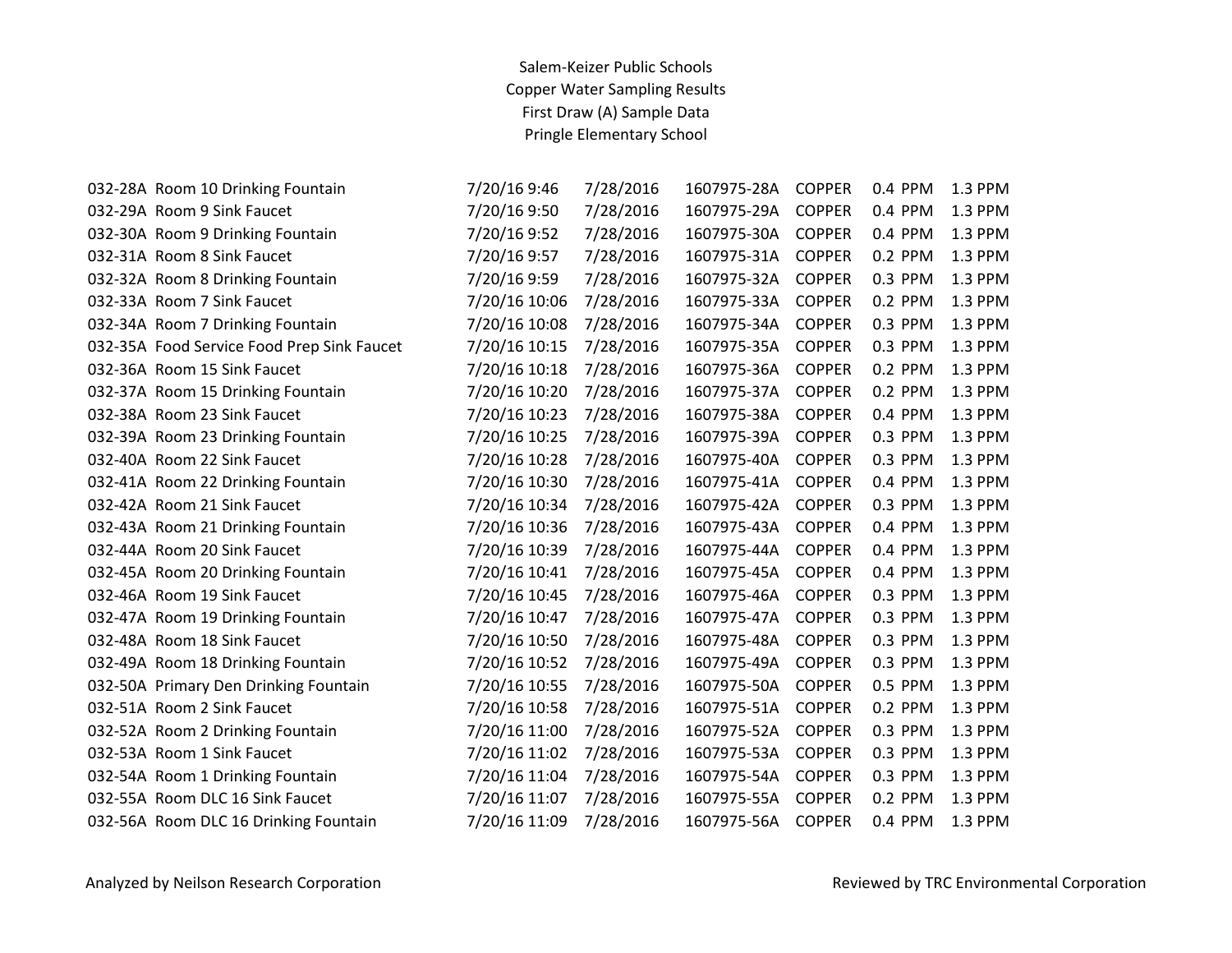Salem-Keizer Public Schools
Copper Water Sampling Results
First Draw (A) Sample Data
Pringle Elementary School

| | | | | | | | |
|---|---|---|---|---|---|---|---|
| 032-28A | Room 10 Drinking Fountain | 7/20/16 9:46 | 7/28/2016 | 1607975-28A | COPPER | 0.4 PPM | 1.3 PPM |
| 032-29A | Room 9 Sink Faucet | 7/20/16 9:50 | 7/28/2016 | 1607975-29A | COPPER | 0.4 PPM | 1.3 PPM |
| 032-30A | Room 9 Drinking Fountain | 7/20/16 9:52 | 7/28/2016 | 1607975-30A | COPPER | 0.4 PPM | 1.3 PPM |
| 032-31A | Room 8 Sink Faucet | 7/20/16 9:57 | 7/28/2016 | 1607975-31A | COPPER | 0.2 PPM | 1.3 PPM |
| 032-32A | Room 8 Drinking Fountain | 7/20/16 9:59 | 7/28/2016 | 1607975-32A | COPPER | 0.3 PPM | 1.3 PPM |
| 032-33A | Room 7 Sink Faucet | 7/20/16 10:06 | 7/28/2016 | 1607975-33A | COPPER | 0.2 PPM | 1.3 PPM |
| 032-34A | Room 7 Drinking Fountain | 7/20/16 10:08 | 7/28/2016 | 1607975-34A | COPPER | 0.3 PPM | 1.3 PPM |
| 032-35A | Food Service Food Prep Sink Faucet | 7/20/16 10:15 | 7/28/2016 | 1607975-35A | COPPER | 0.3 PPM | 1.3 PPM |
| 032-36A | Room 15 Sink Faucet | 7/20/16 10:18 | 7/28/2016 | 1607975-36A | COPPER | 0.2 PPM | 1.3 PPM |
| 032-37A | Room 15 Drinking Fountain | 7/20/16 10:20 | 7/28/2016 | 1607975-37A | COPPER | 0.2 PPM | 1.3 PPM |
| 032-38A | Room 23 Sink Faucet | 7/20/16 10:23 | 7/28/2016 | 1607975-38A | COPPER | 0.4 PPM | 1.3 PPM |
| 032-39A | Room 23 Drinking Fountain | 7/20/16 10:25 | 7/28/2016 | 1607975-39A | COPPER | 0.3 PPM | 1.3 PPM |
| 032-40A | Room 22 Sink Faucet | 7/20/16 10:28 | 7/28/2016 | 1607975-40A | COPPER | 0.3 PPM | 1.3 PPM |
| 032-41A | Room 22 Drinking Fountain | 7/20/16 10:30 | 7/28/2016 | 1607975-41A | COPPER | 0.4 PPM | 1.3 PPM |
| 032-42A | Room 21 Sink Faucet | 7/20/16 10:34 | 7/28/2016 | 1607975-42A | COPPER | 0.3 PPM | 1.3 PPM |
| 032-43A | Room 21 Drinking Fountain | 7/20/16 10:36 | 7/28/2016 | 1607975-43A | COPPER | 0.4 PPM | 1.3 PPM |
| 032-44A | Room 20 Sink Faucet | 7/20/16 10:39 | 7/28/2016 | 1607975-44A | COPPER | 0.4 PPM | 1.3 PPM |
| 032-45A | Room 20 Drinking Fountain | 7/20/16 10:41 | 7/28/2016 | 1607975-45A | COPPER | 0.4 PPM | 1.3 PPM |
| 032-46A | Room 19 Sink Faucet | 7/20/16 10:45 | 7/28/2016 | 1607975-46A | COPPER | 0.3 PPM | 1.3 PPM |
| 032-47A | Room 19 Drinking Fountain | 7/20/16 10:47 | 7/28/2016 | 1607975-47A | COPPER | 0.3 PPM | 1.3 PPM |
| 032-48A | Room 18 Sink Faucet | 7/20/16 10:50 | 7/28/2016 | 1607975-48A | COPPER | 0.3 PPM | 1.3 PPM |
| 032-49A | Room 18 Drinking Fountain | 7/20/16 10:52 | 7/28/2016 | 1607975-49A | COPPER | 0.3 PPM | 1.3 PPM |
| 032-50A | Primary Den Drinking Fountain | 7/20/16 10:55 | 7/28/2016 | 1607975-50A | COPPER | 0.5 PPM | 1.3 PPM |
| 032-51A | Room 2 Sink Faucet | 7/20/16 10:58 | 7/28/2016 | 1607975-51A | COPPER | 0.2 PPM | 1.3 PPM |
| 032-52A | Room 2 Drinking Fountain | 7/20/16 11:00 | 7/28/2016 | 1607975-52A | COPPER | 0.3 PPM | 1.3 PPM |
| 032-53A | Room 1 Sink Faucet | 7/20/16 11:02 | 7/28/2016 | 1607975-53A | COPPER | 0.3 PPM | 1.3 PPM |
| 032-54A | Room 1 Drinking Fountain | 7/20/16 11:04 | 7/28/2016 | 1607975-54A | COPPER | 0.3 PPM | 1.3 PPM |
| 032-55A | Room DLC 16 Sink Faucet | 7/20/16 11:07 | 7/28/2016 | 1607975-55A | COPPER | 0.2 PPM | 1.3 PPM |
| 032-56A | Room DLC 16 Drinking Fountain | 7/20/16 11:09 | 7/28/2016 | 1607975-56A | COPPER | 0.4 PPM | 1.3 PPM |

Analyzed by Neilson Research Corporation

Reviewed by TRC Environmental Corporation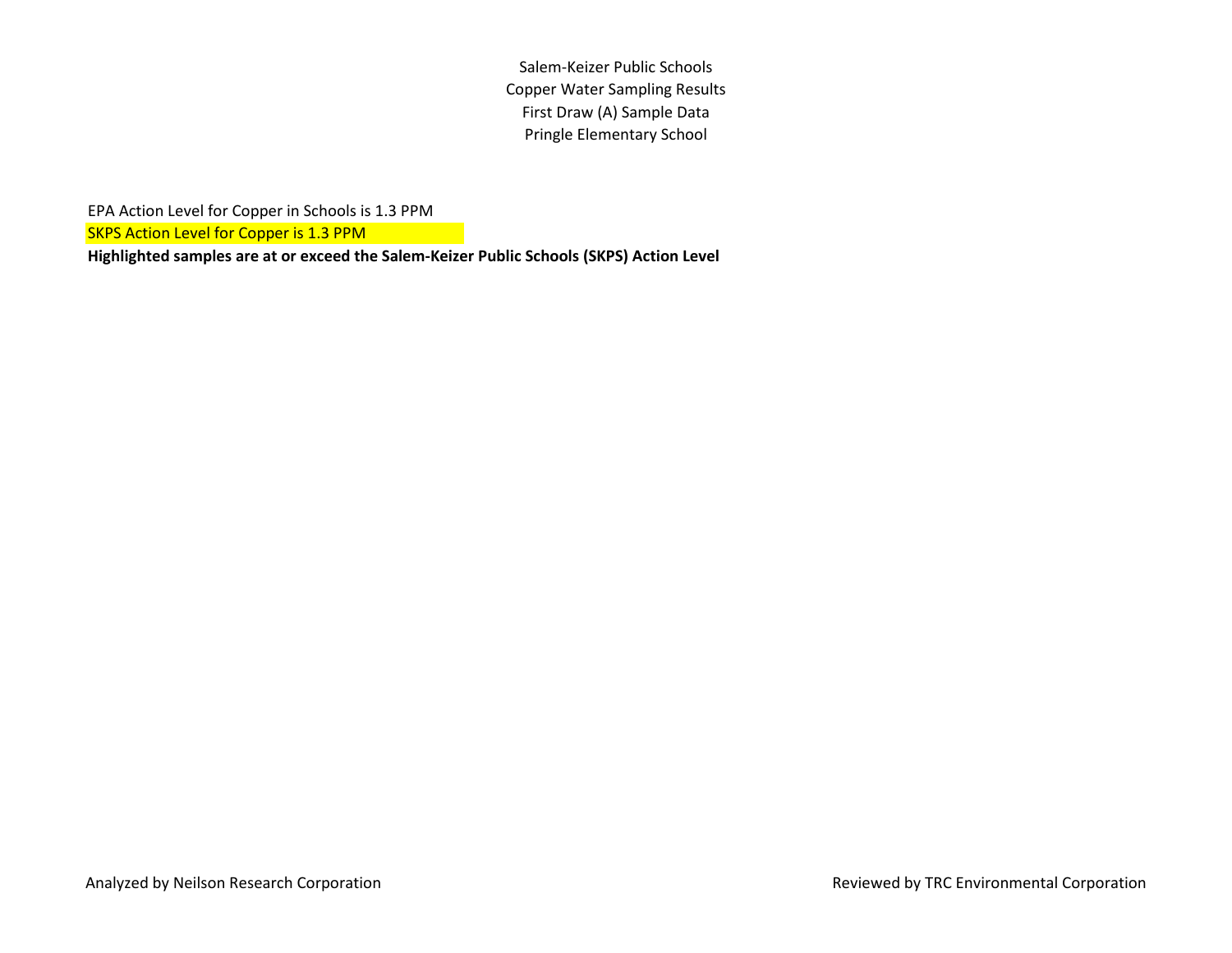Salem-Keizer Public Schools
Copper Water Sampling Results
First Draw (A) Sample Data
Pringle Elementary School

EPA Action Level for Copper in Schools is 1.3 PPM

SKPS Action Level for Copper is 1.3 PPM

**Highlighted samples are at or exceed the Salem-Keizer Public Schools (SKPS) Action Level**

Analyzed by Neilson Research Corporation

Reviewed by TRC Environmental Corporation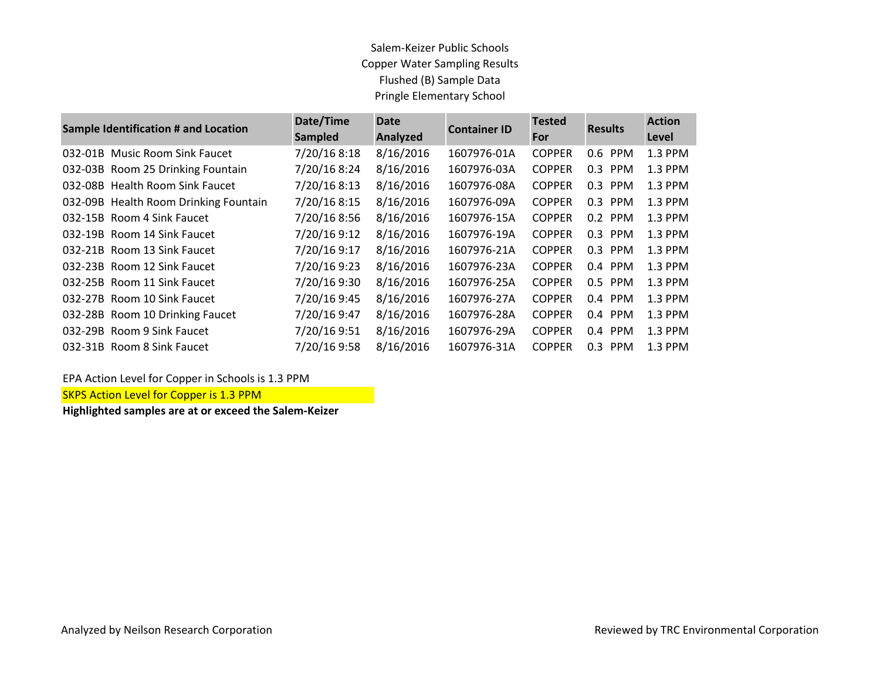# Salem-Keizer Public Schools
## Copper Water Sampling Results
### Flushed (B) Sample Data
### Pringle Elementary School

| Sample Identification # and Location | Date/Time Sampled | Date Analyzed | Container ID | Tested For | Results | Action Level |
|---|---|---|---|---|---|---|
| 032-01B Music Room Sink Faucet | 7/20/16 8:18 | 8/16/2016 | 1607976-01A | COPPER | 0.6 PPM | 1.3 PPM |
| 032-03B Room 25 Drinking Fountain | 7/20/16 8:24 | 8/16/2016 | 1607976-03A | COPPER | 0.3 PPM | 1.3 PPM |
| 032-08B Health Room Sink Faucet | 7/20/16 8:13 | 8/16/2016 | 1607976-08A | COPPER | 0.3 PPM | 1.3 PPM |
| 032-09B Health Room Drinking Fountain | 7/20/16 8:15 | 8/16/2016 | 1607976-09A | COPPER | 0.3 PPM | 1.3 PPM |
| 032-15B Room 4 Sink Faucet | 7/20/16 8:56 | 8/16/2016 | 1607976-15A | COPPER | 0.2 PPM | 1.3 PPM |
| 032-19B Room 14 Sink Faucet | 7/20/16 9:12 | 8/16/2016 | 1607976-19A | COPPER | 0.3 PPM | 1.3 PPM |
| 032-21B Room 13 Sink Faucet | 7/20/16 9:17 | 8/16/2016 | 1607976-21A | COPPER | 0.3 PPM | 1.3 PPM |
| 032-23B Room 12 Sink Faucet | 7/20/16 9:23 | 8/16/2016 | 1607976-23A | COPPER | 0.4 PPM | 1.3 PPM |
| 032-25B Room 11 Sink Faucet | 7/20/16 9:30 | 8/16/2016 | 1607976-25A | COPPER | 0.5 PPM | 1.3 PPM |
| 032-27B Room 10 Sink Faucet | 7/20/16 9:45 | 8/16/2016 | 1607976-27A | COPPER | 0.4 PPM | 1.3 PPM |
| 032-28B Room 10 Drinking Faucet | 7/20/16 9:47 | 8/16/2016 | 1607976-28A | COPPER | 0.4 PPM | 1.3 PPM |
| 032-29B Room 9 Sink Faucet | 7/20/16 9:51 | 8/16/2016 | 1607976-29A | COPPER | 0.4 PPM | 1.3 PPM |
| 032-31B Room 8 Sink Faucet | 7/20/16 9:58 | 8/16/2016 | 1607976-31A | COPPER | 0.3 PPM | 1.3 PPM |

EPA Action Level for Copper in Schools is 1.3 PPM

SKPS Action Level for Copper is 1.3 PPM

**Highlighted samples are at or exceed the Salem-Keizer**

Analyzed by Neilson Research Corporation

Reviewed by TRC Environmental Corporation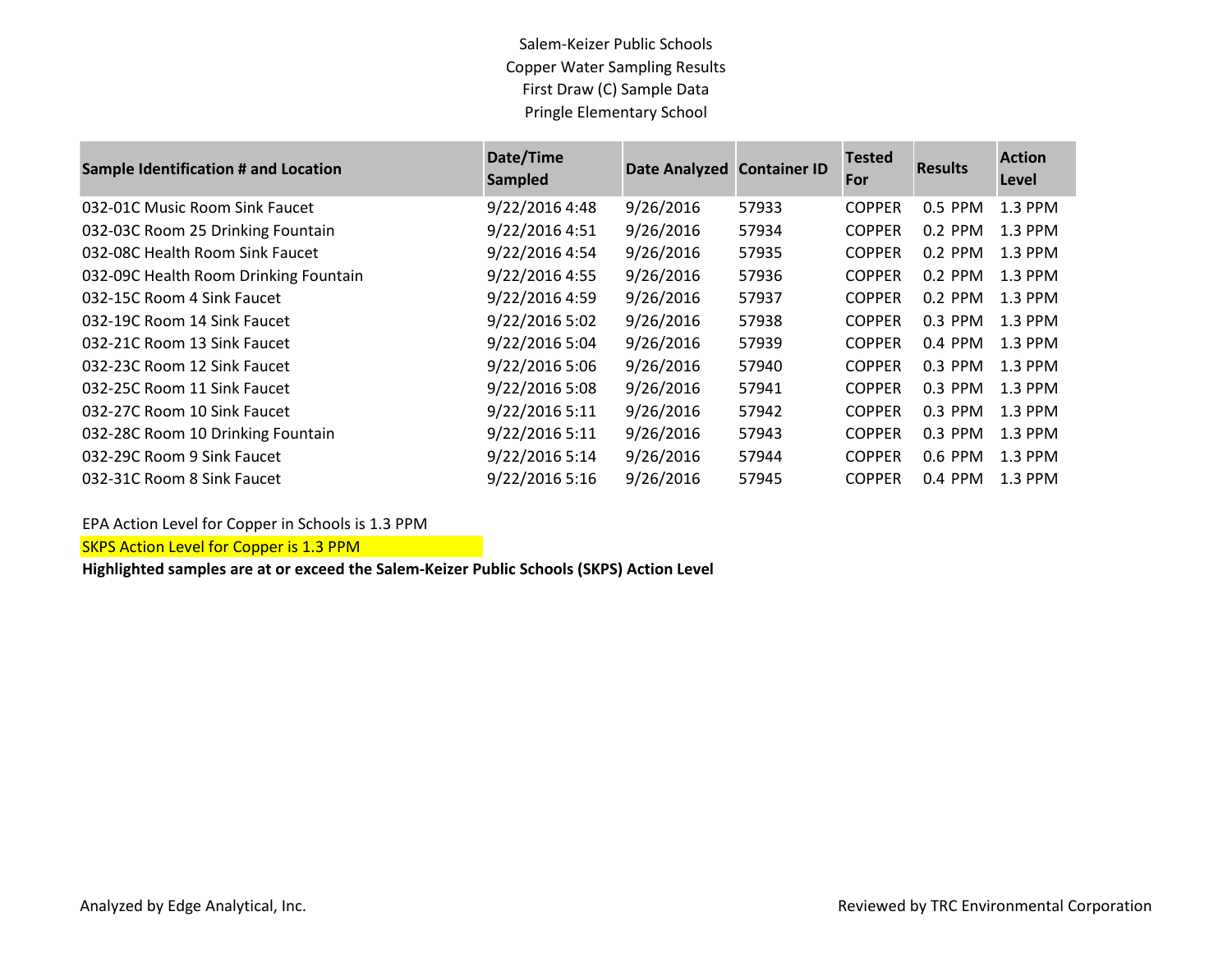Salem-Keizer Public Schools
Copper Water Sampling Results
First Draw (C) Sample Data
Pringle Elementary School

| Sample Identification # and Location | Date/Time Sampled | Date Analyzed | Container ID | Tested For | Results | Action Level |
|---|---|---|---|---|---|---|
| 032-01C Music Room Sink Faucet | 9/22/2016 4:48 | 9/26/2016 | 57933 | COPPER | 0.5 PPM | 1.3 PPM |
| 032-03C Room 25 Drinking Fountain | 9/22/2016 4:51 | 9/26/2016 | 57934 | COPPER | 0.2 PPM | 1.3 PPM |
| 032-08C Health Room Sink Faucet | 9/22/2016 4:54 | 9/26/2016 | 57935 | COPPER | 0.2 PPM | 1.3 PPM |
| 032-09C Health Room Drinking Fountain | 9/22/2016 4:55 | 9/26/2016 | 57936 | COPPER | 0.2 PPM | 1.3 PPM |
| 032-15C Room 4 Sink Faucet | 9/22/2016 4:59 | 9/26/2016 | 57937 | COPPER | 0.2 PPM | 1.3 PPM |
| 032-19C Room 14 Sink Faucet | 9/22/2016 5:02 | 9/26/2016 | 57938 | COPPER | 0.3 PPM | 1.3 PPM |
| 032-21C Room 13 Sink Faucet | 9/22/2016 5:04 | 9/26/2016 | 57939 | COPPER | 0.4 PPM | 1.3 PPM |
| 032-23C Room 12 Sink Faucet | 9/22/2016 5:06 | 9/26/2016 | 57940 | COPPER | 0.3 PPM | 1.3 PPM |
| 032-25C Room 11 Sink Faucet | 9/22/2016 5:08 | 9/26/2016 | 57941 | COPPER | 0.3 PPM | 1.3 PPM |
| 032-27C Room 10 Sink Faucet | 9/22/2016 5:11 | 9/26/2016 | 57942 | COPPER | 0.3 PPM | 1.3 PPM |
| 032-28C Room 10 Drinking Fountain | 9/22/2016 5:11 | 9/26/2016 | 57943 | COPPER | 0.3 PPM | 1.3 PPM |
| 032-29C Room 9 Sink Faucet | 9/22/2016 5:14 | 9/26/2016 | 57944 | COPPER | 0.6 PPM | 1.3 PPM |
| 032-31C Room 8 Sink Faucet | 9/22/2016 5:16 | 9/26/2016 | 57945 | COPPER | 0.4 PPM | 1.3 PPM |

EPA Action Level for Copper in Schools is 1.3 PPM

SKPS Action Level for Copper is 1.3 PPM

**Highlighted samples are at or exceed the Salem-Keizer Public Schools (SKPS) Action Level**

Analyzed by Edge Analytical, Inc.

Reviewed by TRC Environmental Corporation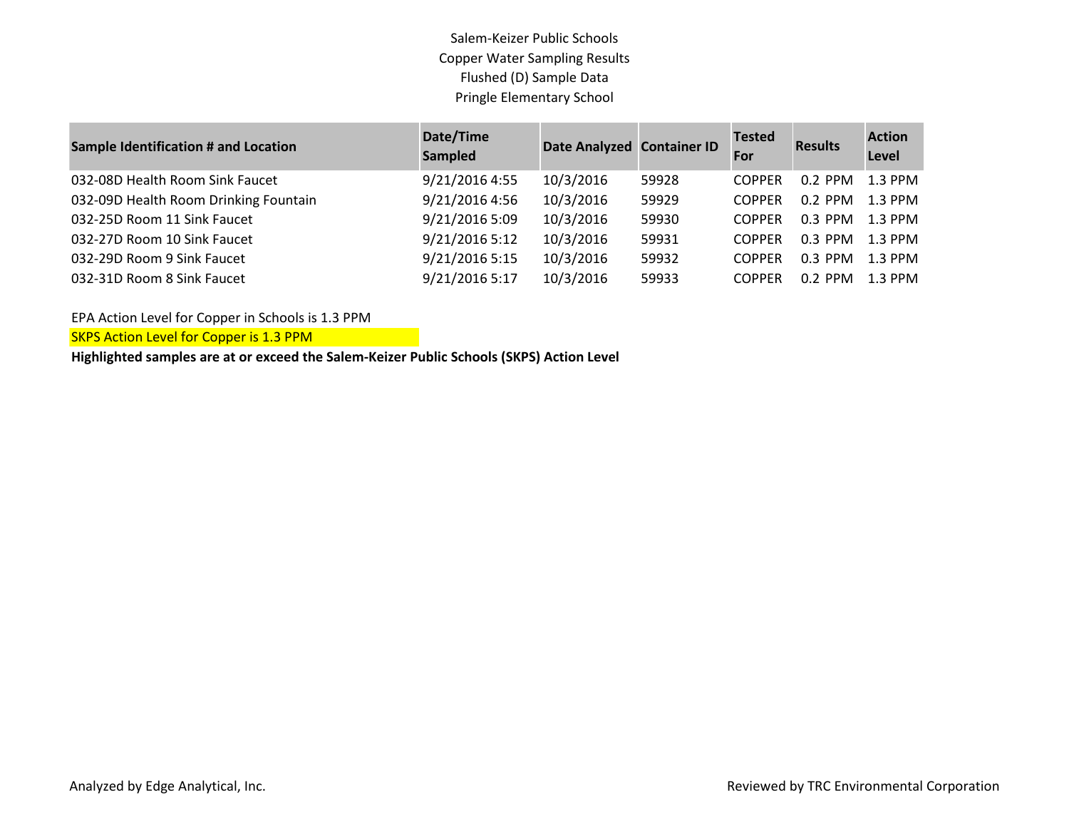Salem-Keizer Public Schools
Copper Water Sampling Results
Flushed (D) Sample Data
Pringle Elementary School

| Sample Identification # and Location | Date/Time Sampled | Date Analyzed | Container ID | Tested For | Results | Action Level |
|---|---|---|---|---|---|---|
| 032-08D Health Room Sink Faucet | 9/21/2016 4:55 | 10/3/2016 | 59928 | COPPER | 0.2 PPM | 1.3 PPM |
| 032-09D Health Room Drinking Fountain | 9/21/2016 4:56 | 10/3/2016 | 59929 | COPPER | 0.2 PPM | 1.3 PPM |
| 032-25D Room 11 Sink Faucet | 9/21/2016 5:09 | 10/3/2016 | 59930 | COPPER | 0.3 PPM | 1.3 PPM |
| 032-27D Room 10 Sink Faucet | 9/21/2016 5:12 | 10/3/2016 | 59931 | COPPER | 0.3 PPM | 1.3 PPM |
| 032-29D Room 9 Sink Faucet | 9/21/2016 5:15 | 10/3/2016 | 59932 | COPPER | 0.3 PPM | 1.3 PPM |
| 032-31D Room 8 Sink Faucet | 9/21/2016 5:17 | 10/3/2016 | 59933 | COPPER | 0.2 PPM | 1.3 PPM |

EPA Action Level for Copper in Schools is 1.3 PPM

SKPS Action Level for Copper is 1.3 PPM

**Highlighted samples are at or exceed the Salem-Keizer Public Schools (SKPS) Action Level**

Analyzed by Edge Analytical, Inc.

Reviewed by TRC Environmental Corporation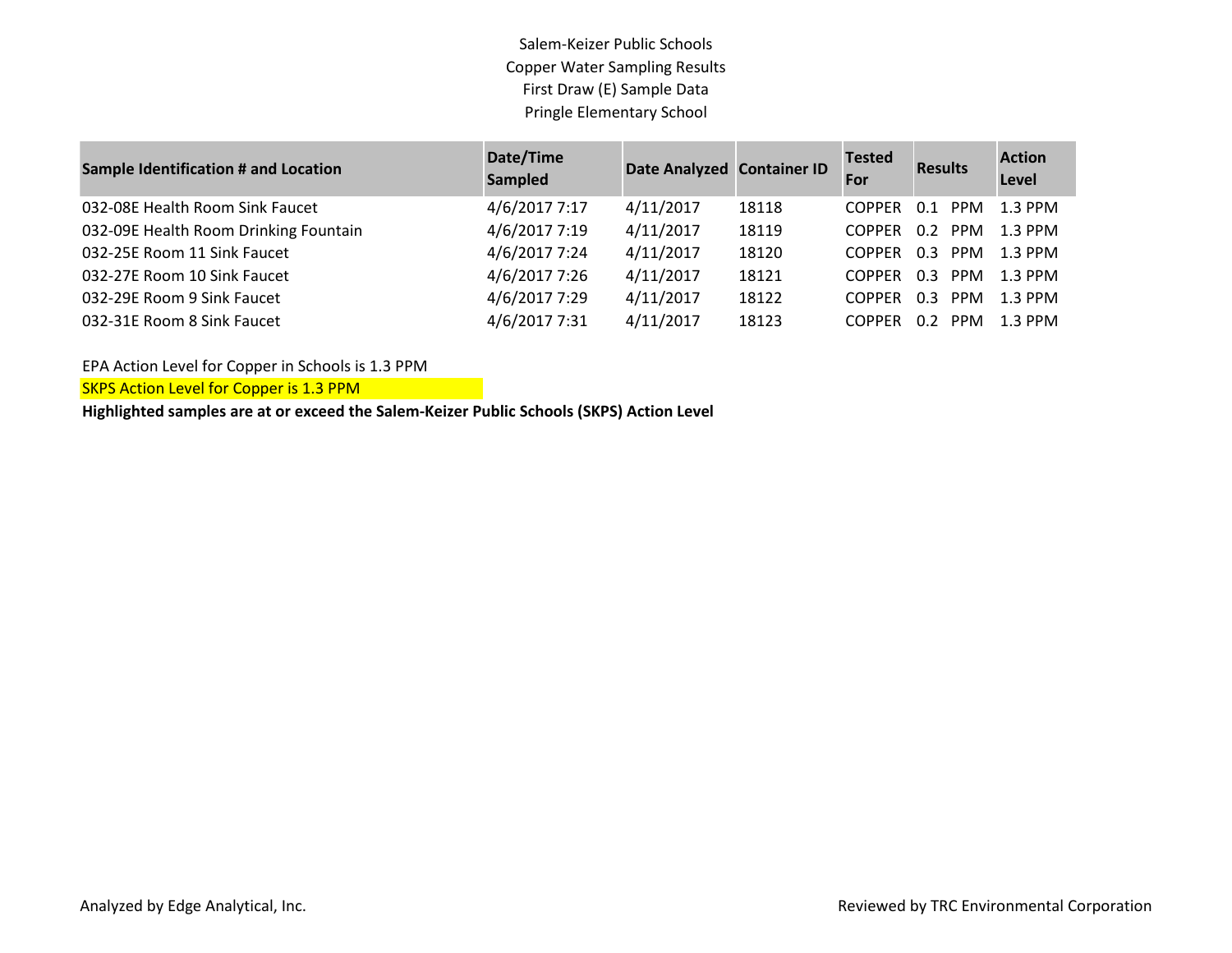Salem-Keizer Public Schools
Copper Water Sampling Results
First Draw (E) Sample Data
Pringle Elementary School

| Sample Identification # and Location | Date/Time Sampled | Date Analyzed | Container ID | Tested For | Results | Action Level |
|---|---|---|---|---|---|---|
| 032-08E Health Room Sink Faucet | 4/6/2017 7:17 | 4/11/2017 | 18118 | COPPER | 0.1 PPM | 1.3 PPM |
| 032-09E Health Room Drinking Fountain | 4/6/2017 7:19 | 4/11/2017 | 18119 | COPPER | 0.2 PPM | 1.3 PPM |
| 032-25E Room 11 Sink Faucet | 4/6/2017 7:24 | 4/11/2017 | 18120 | COPPER | 0.3 PPM | 1.3 PPM |
| 032-27E Room 10 Sink Faucet | 4/6/2017 7:26 | 4/11/2017 | 18121 | COPPER | 0.3 PPM | 1.3 PPM |
| 032-29E Room 9 Sink Faucet | 4/6/2017 7:29 | 4/11/2017 | 18122 | COPPER | 0.3 PPM | 1.3 PPM |
| 032-31E Room 8 Sink Faucet | 4/6/2017 7:31 | 4/11/2017 | 18123 | COPPER | 0.2 PPM | 1.3 PPM |

EPA Action Level for Copper in Schools is 1.3 PPM

SKPS Action Level for Copper is 1.3 PPM

**Highlighted samples are at or exceed the Salem-Keizer Public Schools (SKPS) Action Level**

Analyzed by Edge Analytical, Inc.

Reviewed by TRC Environmental Corporation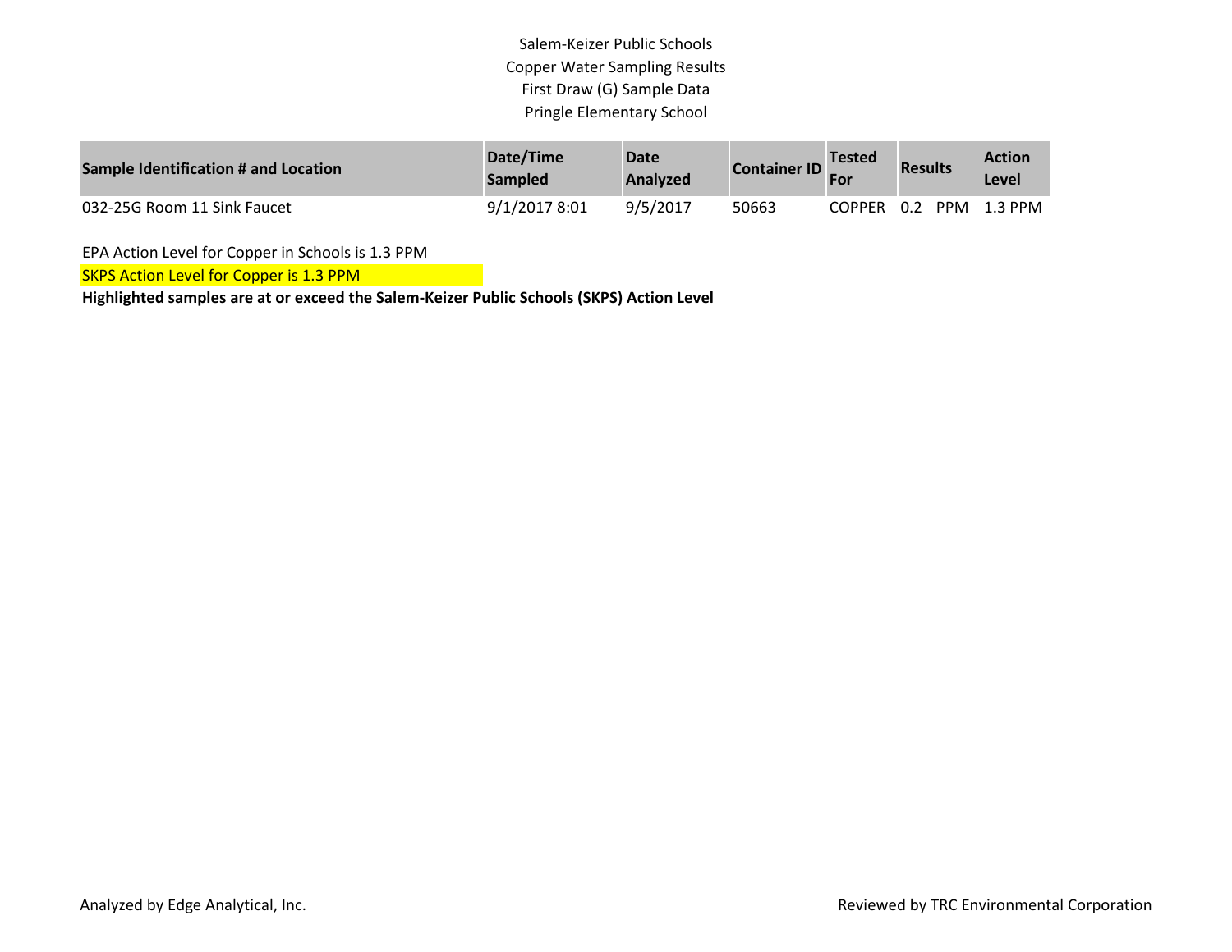Salem-Keizer Public Schools
Copper Water Sampling Results
First Draw (G) Sample Data
Pringle Elementary School

| Sample Identification # and Location | Date/Time Sampled | Date Analyzed | Container ID | Tested For | Results | Action Level |
|---|---|---|---|---|---|---|
| 032-25G Room 11 Sink Faucet | 9/1/2017 8:01 | 9/5/2017 | 50663 | COPPER | 0.2 PPM | 1.3 PPM |

EPA Action Level for Copper in Schools is 1.3 PPM

SKPS Action Level for Copper is 1.3 PPM

**Highlighted samples are at or exceed the Salem-Keizer Public Schools (SKPS) Action Level**

Analyzed by Edge Analytical, Inc.

Reviewed by TRC Environmental Corporation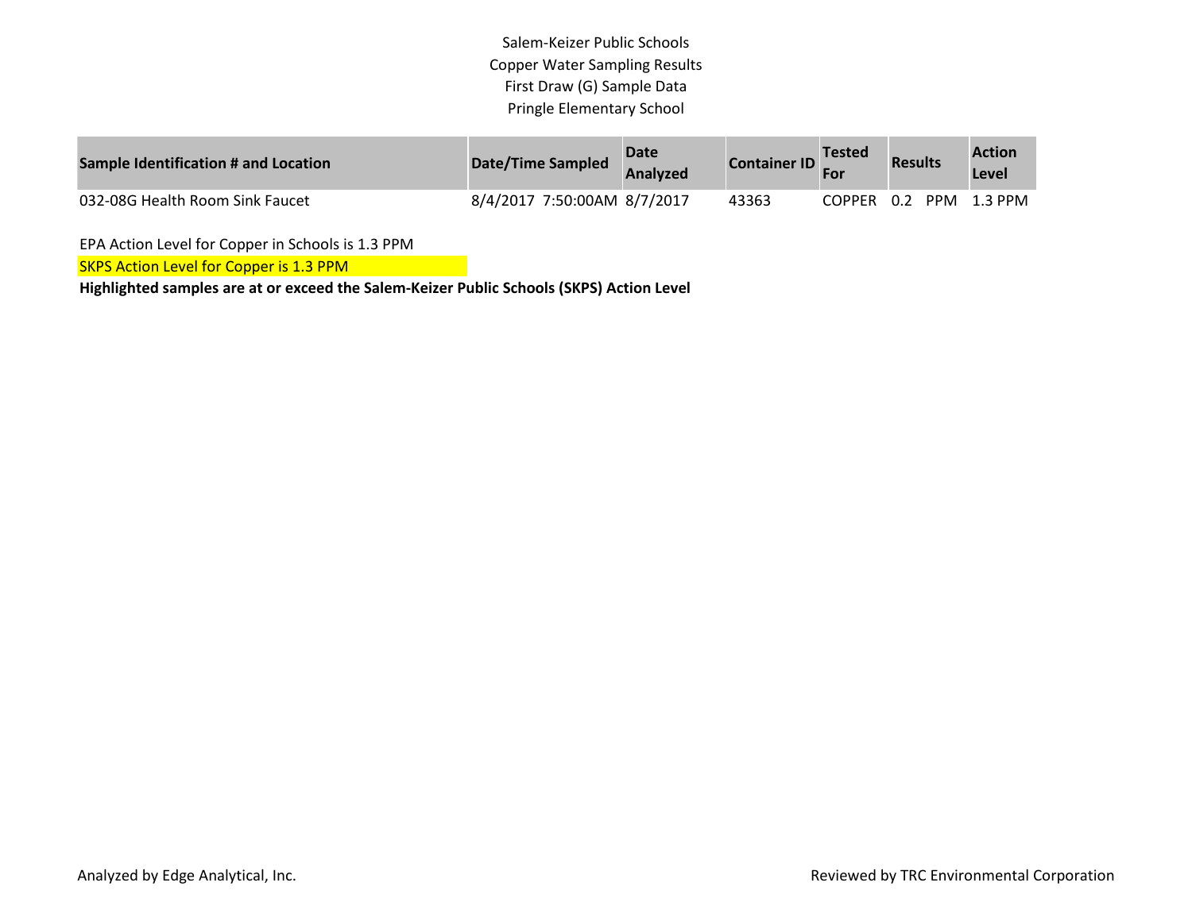Salem-Keizer Public Schools
Copper Water Sampling Results
First Draw (G) Sample Data
Pringle Elementary School

| Sample Identification # and Location | Date/Time Sampled | Date Analyzed | Container ID | Tested For | Results | Action Level |
|---|---|---|---|---|---|---|
| 032-08G Health Room Sink Faucet | 8/4/2017 7:50:00AM | 8/7/2017 | 43363 | COPPER | 0.2 PPM | 1.3 PPM |

EPA Action Level for Copper in Schools is 1.3 PPM

SKPS Action Level for Copper is 1.3 PPM

**Highlighted samples are at or exceed the Salem-Keizer Public Schools (SKPS) Action Level**

Analyzed by Edge Analytical, Inc.

Reviewed by TRC Environmental Corporation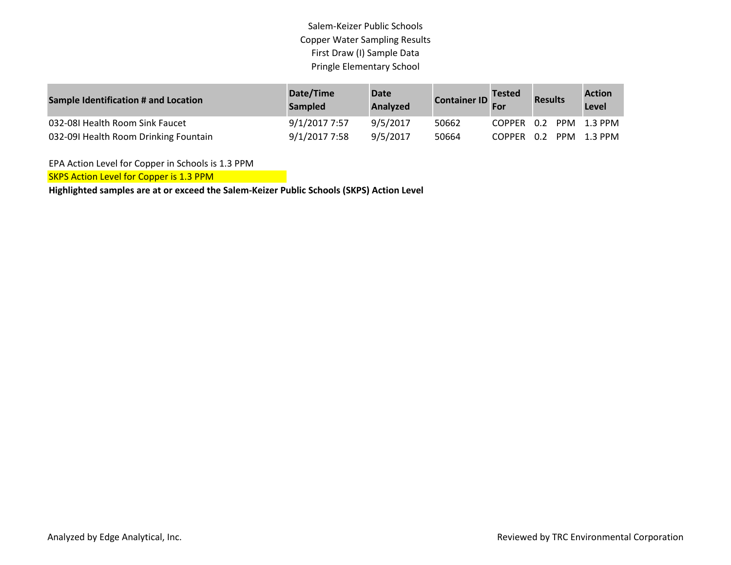Salem-Keizer Public Schools
Copper Water Sampling Results
First Draw (I) Sample Data
Pringle Elementary School

| Sample Identification # and Location | Date/Time Sampled | Date Analyzed | Container ID | Tested For | Results | | Action Level |
|---|---|---|---|---|---|---|---|
| 032-08I Health Room Sink Faucet | 9/1/2017 7:57 | 9/5/2017 | 50662 | COPPER | 0.2 | PPM | 1.3 PPM |
| 032-09I Health Room Drinking Fountain | 9/1/2017 7:58 | 9/5/2017 | 50664 | COPPER | 0.2 | PPM | 1.3 PPM |

EPA Action Level for Copper in Schools is 1.3 PPM

SKPS Action Level for Copper is 1.3 PPM

**Highlighted samples are at or exceed the Salem-Keizer Public Schools (SKPS) Action Level**

Analyzed by Edge Analytical, Inc.

Reviewed by TRC Environmental Corporation